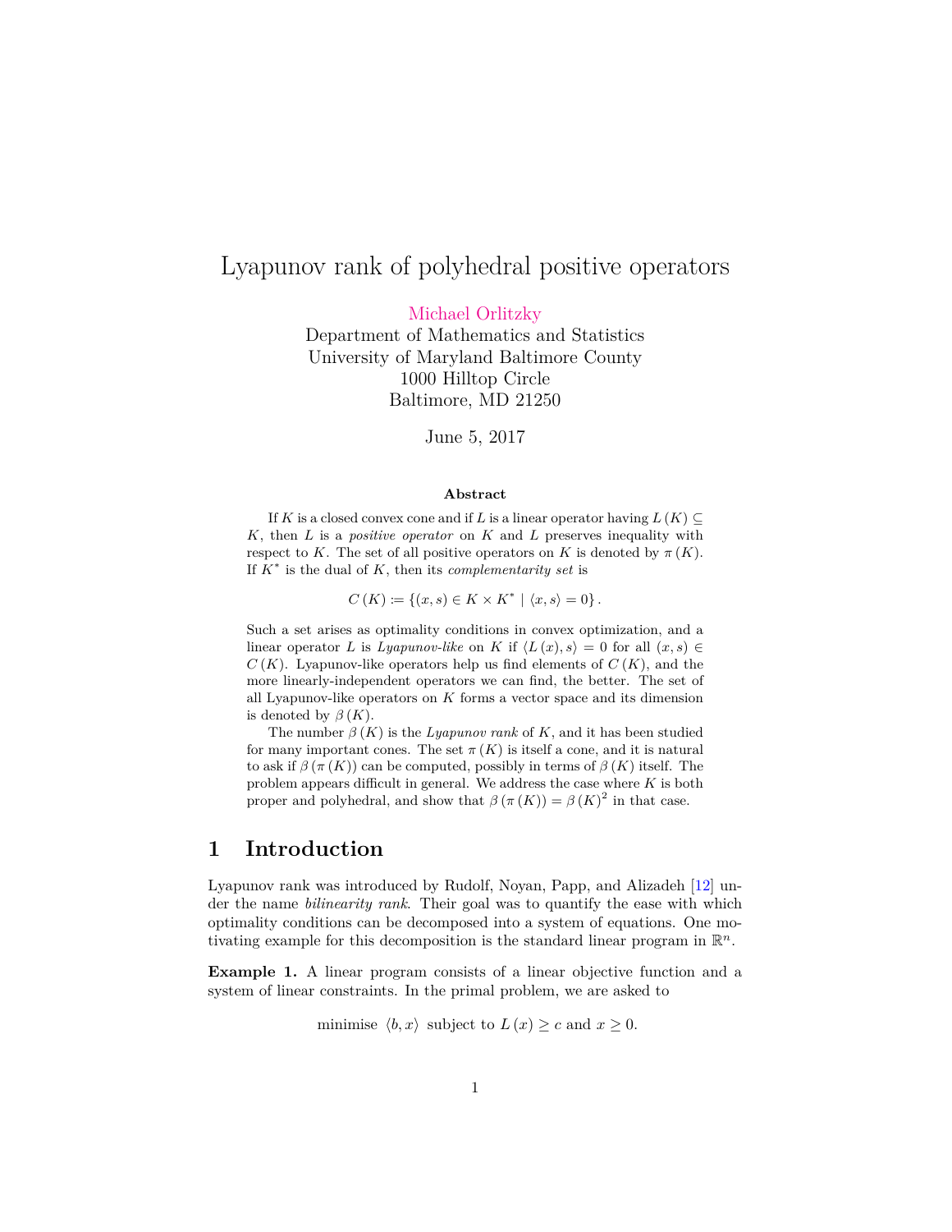# Lyapunov rank of polyhedral positive operators

Michael Orlitzky
Department of Mathematics and Statistics
University of Maryland Baltimore County
1000 Hilltop Circle
Baltimore, MD 21250

June 5, 2017

**Abstract**

If $K$ is a closed convex cone and if $L$ is a linear operator having $L(K) \subseteq K$, then $L$ is a *positive operator* on $K$ and $L$ preserves inequality with respect to $K$. The set of all positive operators on $K$ is denoted by $\pi(K)$. If $K^{*}$ is the dual of $K$, then its *complementarity set* is

$$C(K) \coloneqq \{(x, s) \in K \times K^{*} \mid \langle x, s \rangle = 0\}.$$

Such a set arises as optimality conditions in convex optimization, and a linear operator $L$ is *Lyapunov-like* on $K$ if $\langle L(x), s \rangle = 0$ for all $(x, s) \in C(K)$. Lyapunov-like operators help us find elements of $C(K)$, and the more linearly-independent operators we can find, the better. The set of all Lyapunov-like operators on $K$ forms a vector space and its dimension is denoted by $\beta(K)$.

The number $\beta(K)$ is the *Lyapunov rank* of $K$, and it has been studied for many important cones. The set $\pi(K)$ is itself a cone, and it is natural to ask if $\beta(\pi(K))$ can be computed, possibly in terms of $\beta(K)$ itself. The problem appears difficult in general. We address the case where $K$ is both proper and polyhedral, and show that $\beta(\pi(K)) = \beta(K)^{2}$ in that case.

## 1 Introduction

Lyapunov rank was introduced by Rudolf, Noyan, Papp, and Alizadeh [12] under the name *bilinearity rank*. Their goal was to quantify the ease with which optimality conditions can be decomposed into a system of equations. One motivating example for this decomposition is the standard linear program in $\mathbb{R}^{n}$.

**Example 1.** A linear program consists of a linear objective function and a system of linear constraints. In the primal problem, we are asked to

$$\text{minimise } \langle b, x \rangle \text{ subject to } L(x) \geq c \text{ and } x \geq 0.$$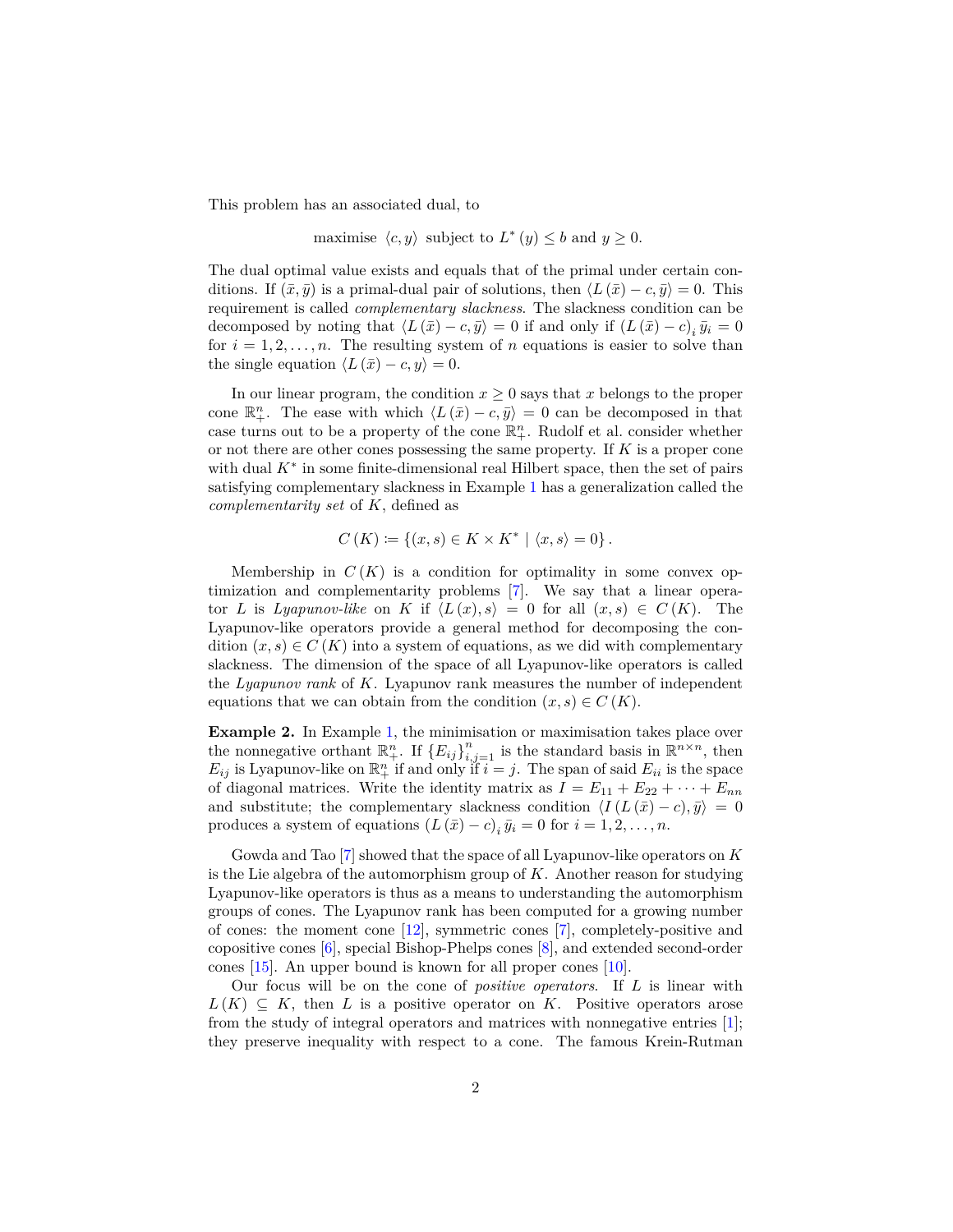This problem has an associated dual, to

$$\text{maximise } \langle c, y \rangle \text{ subject to } L^*(y) \le b \text{ and } y \ge 0.$$

The dual optimal value exists and equals that of the primal under certain conditions. If $(\bar{x}, \bar{y})$ is a primal-dual pair of solutions, then $\langle L(\bar{x}) - c, \bar{y} \rangle = 0$. This requirement is called *complementary slackness*. The slackness condition can be decomposed by noting that $\langle L(\bar{x}) - c, \bar{y} \rangle = 0$ if and only if $(L(\bar{x}) - c)_i \, \bar{y}_i = 0$ for $i = 1, 2, \ldots, n$. The resulting system of $n$ equations is easier to solve than the single equation $\langle L(\bar{x}) - c, y \rangle = 0$.

In our linear program, the condition $x \ge 0$ says that $x$ belongs to the proper cone $\mathbb{R}^n_+$. The ease with which $\langle L(\bar{x}) - c, \bar{y} \rangle = 0$ can be decomposed in that case turns out to be a property of the cone $\mathbb{R}^n_+$. Rudolf et al. consider whether or not there are other cones possessing the same property. If $K$ is a proper cone with dual $K^*$ in some finite-dimensional real Hilbert space, then the set of pairs satisfying complementary slackness in Example 1 has a generalization called the *complementarity set* of $K$, defined as

$$C(K) \coloneqq \{(x, s) \in K \times K^* \mid \langle x, s \rangle = 0\}.$$

Membership in $C(K)$ is a condition for optimality in some convex optimization and complementarity problems [7]. We say that a linear operator $L$ is *Lyapunov-like* on $K$ if $\langle L(x), s \rangle = 0$ for all $(x, s) \in C(K)$. The Lyapunov-like operators provide a general method for decomposing the condition $(x, s) \in C(K)$ into a system of equations, as we did with complementary slackness. The dimension of the space of all Lyapunov-like operators is called the *Lyapunov rank* of $K$. Lyapunov rank measures the number of independent equations that we can obtain from the condition $(x, s) \in C(K)$.

**Example 2.** In Example 1, the minimisation or maximisation takes place over the nonnegative orthant $\mathbb{R}^n_+$. If $\{E_{ij}\}_{i,j=1}^n$ is the standard basis in $\mathbb{R}^{n \times n}$, then $E_{ij}$ is Lyapunov-like on $\mathbb{R}^n_+$ if and only if $i = j$. The span of said $E_{ii}$ is the space of diagonal matrices. Write the identity matrix as $I = E_{11} + E_{22} + \cdots + E_{nn}$ and substitute; the complementary slackness condition $\langle I(L(\bar{x}) - c), \bar{y} \rangle = 0$ produces a system of equations $(L(\bar{x}) - c)_i \, \bar{y}_i = 0$ for $i = 1, 2, \ldots, n$.

Gowda and Tao [7] showed that the space of all Lyapunov-like operators on $K$ is the Lie algebra of the automorphism group of $K$. Another reason for studying Lyapunov-like operators is thus as a means to understanding the automorphism groups of cones. The Lyapunov rank has been computed for a growing number of cones: the moment cone [12], symmetric cones [7], completely-positive and copositive cones [6], special Bishop-Phelps cones [8], and extended second-order cones [15]. An upper bound is known for all proper cones [10].

Our focus will be on the cone of *positive operators*. If $L$ is linear with $L(K) \subseteq K$, then $L$ is a positive operator on $K$. Positive operators arose from the study of integral operators and matrices with nonnegative entries [1]; they preserve inequality with respect to a cone. The famous Krein-Rutman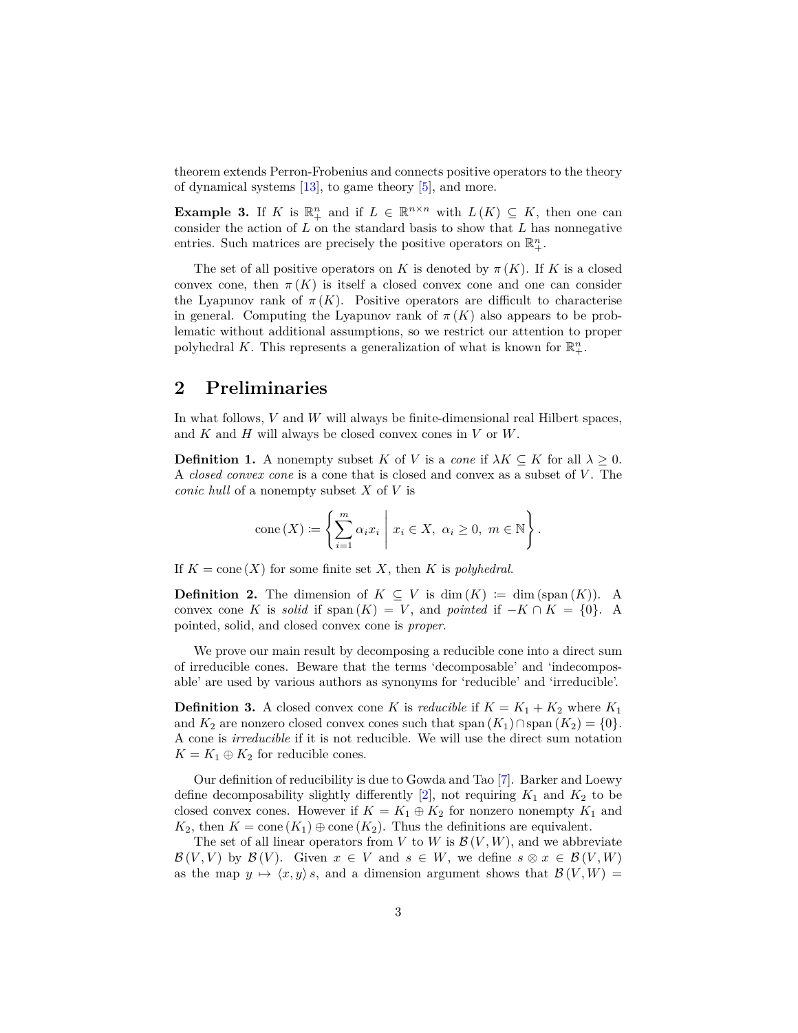theorem extends Perron-Frobenius and connects positive operators to the theory of dynamical systems [13], to game theory [5], and more.

**Example 3.** If $K$ is $\mathbb{R}^n_+$ and if $L \in \mathbb{R}^{n \times n}$ with $L(K) \subseteq K$, then one can consider the action of $L$ on the standard basis to show that $L$ has nonnegative entries. Such matrices are precisely the positive operators on $\mathbb{R}^n_+$.

The set of all positive operators on $K$ is denoted by $\pi(K)$. If $K$ is a closed convex cone, then $\pi(K)$ is itself a closed convex cone and one can consider the Lyapunov rank of $\pi(K)$. Positive operators are difficult to characterise in general. Computing the Lyapunov rank of $\pi(K)$ also appears to be problematic without additional assumptions, so we restrict our attention to proper polyhedral $K$. This represents a generalization of what is known for $\mathbb{R}^n_+$.

## 2 Preliminaries

In what follows, $V$ and $W$ will always be finite-dimensional real Hilbert spaces, and $K$ and $H$ will always be closed convex cones in $V$ or $W$.

**Definition 1.** A nonempty subset $K$ of $V$ is a *cone* if $\lambda K \subseteq K$ for all $\lambda \geq 0$. A *closed convex cone* is a cone that is closed and convex as a subset of $V$. The *conic hull* of a nonempty subset $X$ of $V$ is

$$\operatorname{cone}(X) := \left\{ \sum_{i=1}^{m} \alpha_i x_i \;\middle|\; x_i \in X,\ \alpha_i \geq 0,\ m \in \mathbb{N} \right\}.$$

If $K = \operatorname{cone}(X)$ for some finite set $X$, then $K$ is *polyhedral*.

**Definition 2.** The dimension of $K \subseteq V$ is $\dim(K) := \dim(\operatorname{span}(K))$. A convex cone $K$ is *solid* if $\operatorname{span}(K) = V$, and *pointed* if $-K \cap K = \{0\}$. A pointed, solid, and closed convex cone is *proper*.

We prove our main result by decomposing a reducible cone into a direct sum of irreducible cones. Beware that the terms 'decomposable' and 'indecomposable' are used by various authors as synonyms for 'reducible' and 'irreducible'.

**Definition 3.** A closed convex cone $K$ is *reducible* if $K = K_1 + K_2$ where $K_1$ and $K_2$ are nonzero closed convex cones such that $\operatorname{span}(K_1) \cap \operatorname{span}(K_2) = \{0\}$. A cone is *irreducible* if it is not reducible. We will use the direct sum notation $K = K_1 \oplus K_2$ for reducible cones.

Our definition of reducibility is due to Gowda and Tao [7]. Barker and Loewy define decomposability slightly differently [2], not requiring $K_1$ and $K_2$ to be closed convex cones. However if $K = K_1 \oplus K_2$ for nonzero nonempty $K_1$ and $K_2$, then $K = \operatorname{cone}(K_1) \oplus \operatorname{cone}(K_2)$. Thus the definitions are equivalent.

The set of all linear operators from $V$ to $W$ is $\mathcal{B}(V, W)$, and we abbreviate $\mathcal{B}(V, V)$ by $\mathcal{B}(V)$. Given $x \in V$ and $s \in W$, we define $s \otimes x \in \mathcal{B}(V, W)$ as the map $y \mapsto \langle x, y \rangle s$, and a dimension argument shows that $\mathcal{B}(V, W) =$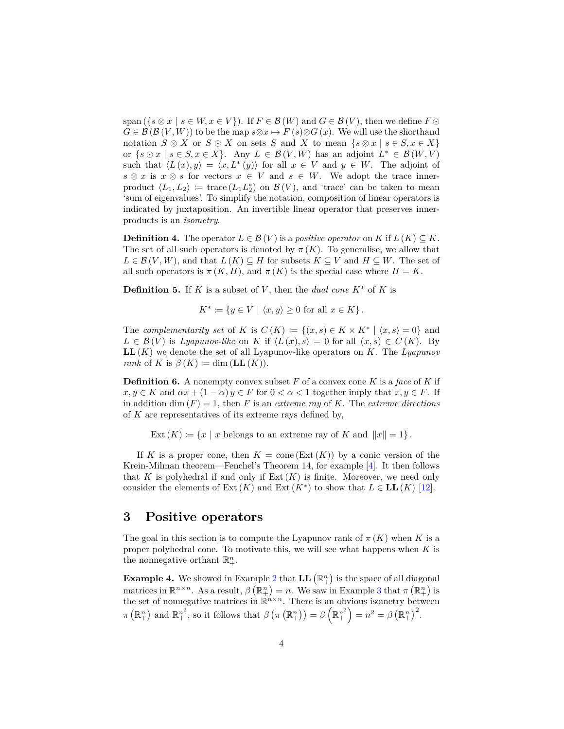span $(\{s \otimes x \mid s \in W, x \in V\})$. If $F \in \mathcal{B}(W)$ and $G \in \mathcal{B}(V)$, then we define $F \odot G \in \mathcal{B}(\mathcal{B}(V,W))$ to be the map $s \otimes x \mapsto F(s) \otimes G(x)$. We will use the shorthand notation $S \otimes X$ or $S \odot X$ on sets $S$ and $X$ to mean $\{s \otimes x \mid s \in S, x \in X\}$ or $\{s \odot x \mid s \in S, x \in X\}$. Any $L \in \mathcal{B}(V,W)$ has an adjoint $L^* \in \mathcal{B}(W,V)$ such that $\langle L(x), y\rangle = \langle x, L^*(y)\rangle$ for all $x \in V$ and $y \in W$. The adjoint of $s \otimes x$ is $x \otimes s$ for vectors $x \in V$ and $s \in W$. We adopt the trace inner-product $\langle L_1, L_2\rangle := \operatorname{trace}(L_1 L_2^*)$ on $\mathcal{B}(V)$, and 'trace' can be taken to mean 'sum of eigenvalues'. To simplify the notation, composition of linear operators is indicated by juxtaposition. An invertible linear operator that preserves inner-products is an *isometry*.

**Definition 4.** The operator $L \in \mathcal{B}(V)$ is a *positive operator* on $K$ if $L(K) \subseteq K$. The set of all such operators is denoted by $\pi(K)$. To generalise, we allow that $L \in \mathcal{B}(V,W)$, and that $L(K) \subseteq H$ for subsets $K \subseteq V$ and $H \subseteq W$. The set of all such operators is $\pi(K,H)$, and $\pi(K)$ is the special case where $H = K$.

**Definition 5.** If $K$ is a subset of $V$, then the *dual cone* $K^*$ of $K$ is

$$K^* := \{y \in V \mid \langle x, y\rangle \geq 0 \text{ for all } x \in K\}.$$

The *complementarity set* of $K$ is $C(K) := \{(x,s) \in K \times K^* \mid \langle x, s\rangle = 0\}$ and $L \in \mathcal{B}(V)$ is *Lyapunov-like* on $K$ if $\langle L(x), s\rangle = 0$ for all $(x,s) \in C(K)$. By $\mathbf{LL}(K)$ we denote the set of all Lyapunov-like operators on $K$. The *Lyapunov rank* of $K$ is $\beta(K) := \dim(\mathbf{LL}(K))$.

**Definition 6.** A nonempty convex subset $F$ of a convex cone $K$ is a *face* of $K$ if $x, y \in K$ and $\alpha x + (1-\alpha) y \in F$ for $0 < \alpha < 1$ together imply that $x, y \in F$. If in addition $\dim(F) = 1$, then $F$ is an *extreme ray* of $K$. The *extreme directions* of $K$ are representatives of its extreme rays defined by,

$$\operatorname{Ext}(K) := \{x \mid x \text{ belongs to an extreme ray of } K \text{ and } \|x\| = 1\}.$$

If $K$ is a proper cone, then $K = \operatorname{cone}(\operatorname{Ext}(K))$ by a conic version of the Krein-Milman theorem—Fenchel's Theorem 14, for example [4]. It then follows that $K$ is polyhedral if and only if $\operatorname{Ext}(K)$ is finite. Moreover, we need only consider the elements of $\operatorname{Ext}(K)$ and $\operatorname{Ext}(K^*)$ to show that $L \in \mathbf{LL}(K)$ [12].

# 3 Positive operators

The goal in this section is to compute the Lyapunov rank of $\pi(K)$ when $K$ is a proper polyhedral cone. To motivate this, we will see what happens when $K$ is the nonnegative orthant $\mathbb{R}^n_+$.

**Example 4.** We showed in Example 2 that $\mathbf{LL}(\mathbb{R}^n_+)$ is the space of all diagonal matrices in $\mathbb{R}^{n\times n}$. As a result, $\beta(\mathbb{R}^n_+) = n$. We saw in Example 3 that $\pi(\mathbb{R}^n_+)$ is the set of nonnegative matrices in $\mathbb{R}^{n\times n}$. There is an obvious isometry between $\pi(\mathbb{R}^n_+)$ and $\mathbb{R}^{n^2}_+$, so it follows that $\beta(\pi(\mathbb{R}^n_+)) = \beta\left(\mathbb{R}^{n^2}_+\right) = n^2 = \beta(\mathbb{R}^n_+)^2$.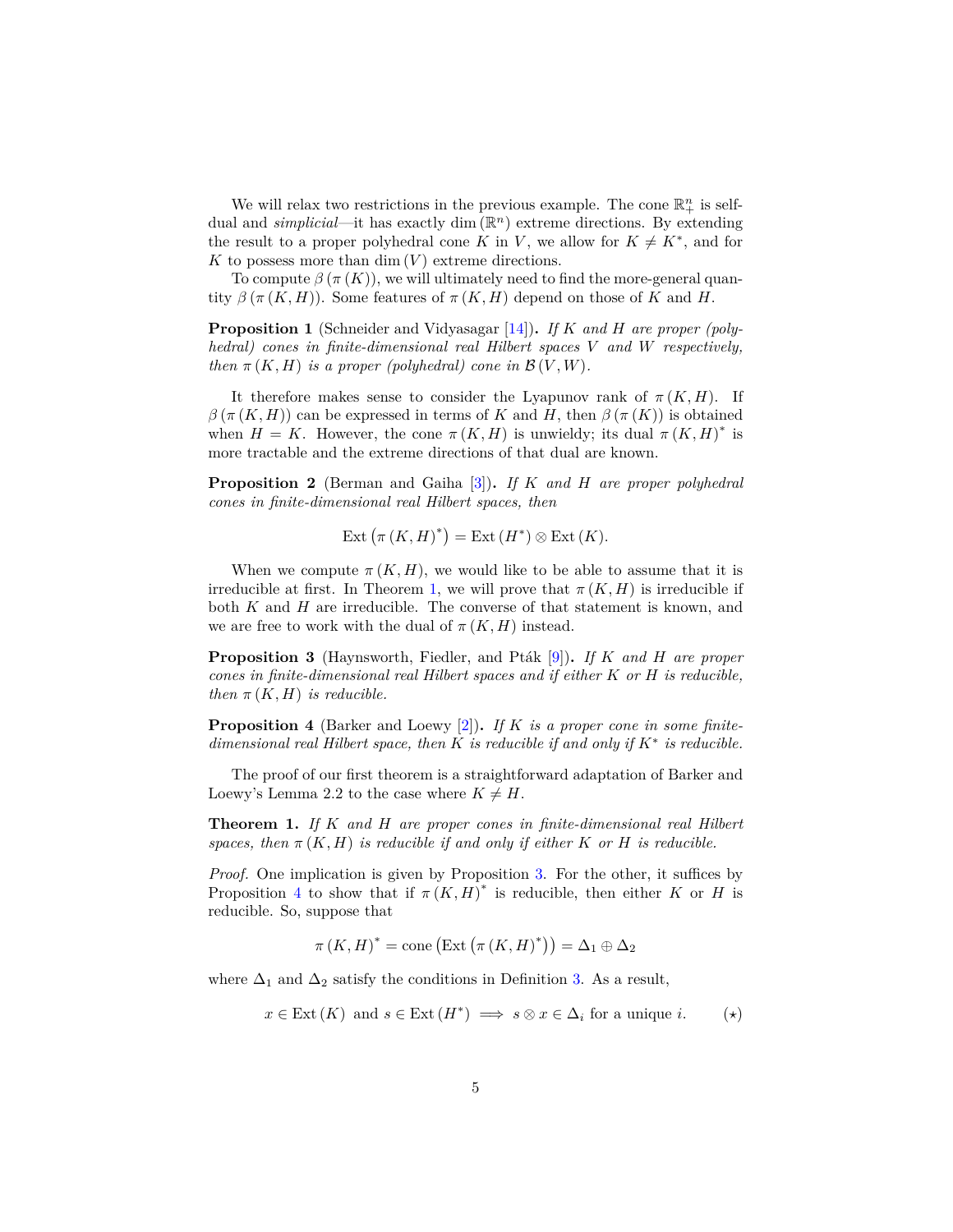We will relax two restrictions in the previous example. The cone $\mathbb{R}^n_+$ is self-dual and *simplicial*—it has exactly $\dim(\mathbb{R}^n)$ extreme directions. By extending the result to a proper polyhedral cone $K$ in $V$, we allow for $K \neq K^*$, and for $K$ to possess more than $\dim(V)$ extreme directions.

To compute $\beta(\pi(K))$, we will ultimately need to find the more-general quantity $\beta(\pi(K, H))$. Some features of $\pi(K, H)$ depend on those of $K$ and $H$.

**Proposition 1** (Schneider and Vidyasagar [14]). *If $K$ and $H$ are proper (polyhedral) cones in finite-dimensional real Hilbert spaces $V$ and $W$ respectively, then $\pi(K, H)$ is a proper (polyhedral) cone in $\mathcal{B}(V, W)$.*

It therefore makes sense to consider the Lyapunov rank of $\pi(K, H)$. If $\beta(\pi(K, H))$ can be expressed in terms of $K$ and $H$, then $\beta(\pi(K))$ is obtained when $H = K$. However, the cone $\pi(K, H)$ is unwieldy; its dual $\pi(K, H)^*$ is more tractable and the extreme directions of that dual are known.

**Proposition 2** (Berman and Gaiha [3]). *If $K$ and $H$ are proper polyhedral cones in finite-dimensional real Hilbert spaces, then*

$$\operatorname{Ext}\left(\pi(K, H)^*\right) = \operatorname{Ext}(H^*) \otimes \operatorname{Ext}(K).$$

When we compute $\pi(K, H)$, we would like to be able to assume that it is irreducible at first. In Theorem 1, we will prove that $\pi(K, H)$ is irreducible if both $K$ and $H$ are irreducible. The converse of that statement is known, and we are free to work with the dual of $\pi(K, H)$ instead.

**Proposition 3** (Haynsworth, Fiedler, and Pták [9]). *If $K$ and $H$ are proper cones in finite-dimensional real Hilbert spaces and if either $K$ or $H$ is reducible, then $\pi(K, H)$ is reducible.*

**Proposition 4** (Barker and Loewy [2]). *If $K$ is a proper cone in some finite-dimensional real Hilbert space, then $K$ is reducible if and only if $K^*$ is reducible.*

The proof of our first theorem is a straightforward adaptation of Barker and Loewy's Lemma 2.2 to the case where $K \neq H$.

**Theorem 1.** *If $K$ and $H$ are proper cones in finite-dimensional real Hilbert spaces, then $\pi(K, H)$ is reducible if and only if either $K$ or $H$ is reducible.*

*Proof.* One implication is given by Proposition 3. For the other, it suffices by Proposition 4 to show that if $\pi(K, H)^*$ is reducible, then either $K$ or $H$ is reducible. So, suppose that

$$\pi(K, H)^* = \operatorname{cone}\left(\operatorname{Ext}\left(\pi(K, H)^*\right)\right) = \Delta_1 \oplus \Delta_2$$

where $\Delta_1$ and $\Delta_2$ satisfy the conditions in Definition 3. As a result,

$$x \in \operatorname{Ext}(K) \text{ and } s \in \operatorname{Ext}(H^*) \implies s \otimes x \in \Delta_i \text{ for a unique } i. \qquad (\star)$$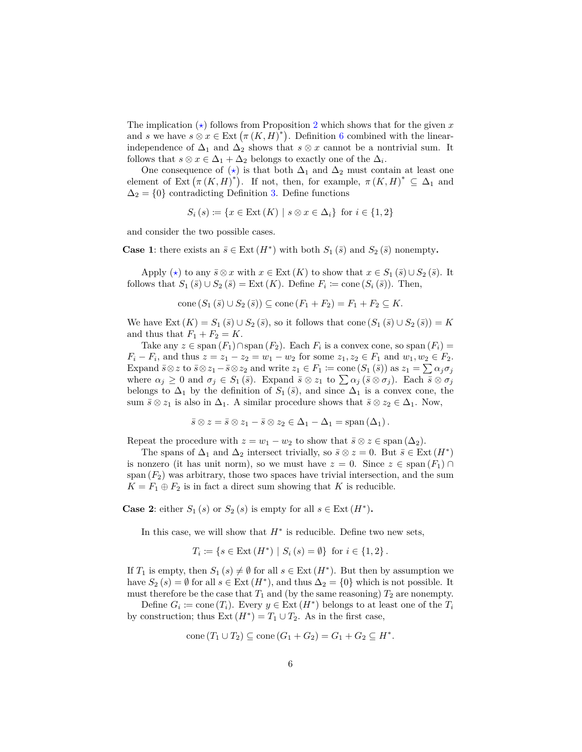The implication ($\star$) follows from Proposition 2 which shows that for the given $x$ and $s$ we have $s \otimes x \in \operatorname{Ext}\left(\pi\left(K, H\right)^*\right)$. Definition 6 combined with the linear-independence of $\Delta_1$ and $\Delta_2$ shows that $s \otimes x$ cannot be a nontrivial sum. It follows that $s \otimes x \in \Delta_1 + \Delta_2$ belongs to exactly one of the $\Delta_i$.

One consequence of ($\star$) is that both $\Delta_1$ and $\Delta_2$ must contain at least one element of $\operatorname{Ext}\left(\pi\left(K, H\right)^*\right)$. If not, then, for example, $\pi\left(K, H\right)^* \subseteq \Delta_1$ and $\Delta_2 = \{0\}$ contradicting Definition 3. Define functions

$$S_i\left(s\right) \coloneqq \{x \in \operatorname{Ext}\left(K\right) \mid s \otimes x \in \Delta_i\} \text{ for } i \in \{1, 2\}$$

and consider the two possible cases.

**Case 1**: there exists an $\bar{s} \in \operatorname{Ext}\left(H^*\right)$ with both $S_1\left(\bar{s}\right)$ and $S_2\left(\bar{s}\right)$ nonempty**.**

Apply ($\star$) to any $\bar{s} \otimes x$ with $x \in \operatorname{Ext}\left(K\right)$ to show that $x \in S_1\left(\bar{s}\right) \cup S_2\left(\bar{s}\right)$. It follows that $S_1\left(\bar{s}\right) \cup S_2\left(\bar{s}\right) = \operatorname{Ext}\left(K\right)$. Define $F_i \coloneqq \operatorname{cone}\left(S_i\left(\bar{s}\right)\right)$. Then,

$$\operatorname{cone}\left(S_1\left(\bar{s}\right) \cup S_2\left(\bar{s}\right)\right) \subseteq \operatorname{cone}\left(F_1 + F_2\right) = F_1 + F_2 \subseteq K.$$

We have $\operatorname{Ext}\left(K\right) = S_1\left(\bar{s}\right) \cup S_2\left(\bar{s}\right)$, so it follows that $\operatorname{cone}\left(S_1\left(\bar{s}\right) \cup S_2\left(\bar{s}\right)\right) = K$ and thus that $F_1 + F_2 = K$.

Take any $z \in \operatorname{span}\left(F_1\right) \cap \operatorname{span}\left(F_2\right)$. Each $F_i$ is a convex cone, so $\operatorname{span}\left(F_i\right) = F_i - F_i$, and thus $z = z_1 - z_2 = w_1 - w_2$ for some $z_1, z_2 \in F_1$ and $w_1, w_2 \in F_2$. Expand $\bar{s} \otimes z$ to $\bar{s} \otimes z_1 - \bar{s} \otimes z_2$ and write $z_1 \in F_1 \coloneqq \operatorname{cone}\left(S_1\left(\bar{s}\right)\right)$ as $z_1 = \sum \alpha_j \sigma_j$ where $\alpha_j \geq 0$ and $\sigma_j \in S_1\left(\bar{s}\right)$. Expand $\bar{s} \otimes z_1$ to $\sum \alpha_j \left(\bar{s} \otimes \sigma_j\right)$. Each $\bar{s} \otimes \sigma_j$ belongs to $\Delta_1$ by the definition of $S_1\left(\bar{s}\right)$, and since $\Delta_1$ is a convex cone, the sum $\bar{s} \otimes z_1$ is also in $\Delta_1$. A similar procedure shows that $\bar{s} \otimes z_2 \in \Delta_1$. Now,

$$\bar{s} \otimes z = \bar{s} \otimes z_1 - \bar{s} \otimes z_2 \in \Delta_1 - \Delta_1 = \operatorname{span}\left(\Delta_1\right).$$

Repeat the procedure with $z = w_1 - w_2$ to show that $\bar{s} \otimes z \in \operatorname{span}\left(\Delta_2\right)$.

The spans of $\Delta_1$ and $\Delta_2$ intersect trivially, so $\bar{s} \otimes z = 0$. But $\bar{s} \in \operatorname{Ext}\left(H^*\right)$ is nonzero (it has unit norm), so we must have $z = 0$. Since $z \in \operatorname{span}\left(F_1\right) \cap \operatorname{span}\left(F_2\right)$ was arbitrary, those two spaces have trivial intersection, and the sum $K = F_1 \oplus F_2$ is in fact a direct sum showing that $K$ is reducible.

**Case 2**: either $S_1\left(s\right)$ or $S_2\left(s\right)$ is empty for all $s \in \operatorname{Ext}\left(H^*\right)$**.**

In this case, we will show that $H^*$ is reducible. Define two new sets,

$$T_i \coloneqq \{s \in \operatorname{Ext}\left(H^*\right) \mid S_i\left(s\right) = \emptyset\} \text{ for } i \in \{1, 2\}.$$

If $T_1$ is empty, then $S_1\left(s\right) \neq \emptyset$ for all $s \in \operatorname{Ext}\left(H^*\right)$. But then by assumption we have $S_2\left(s\right) = \emptyset$ for all $s \in \operatorname{Ext}\left(H^*\right)$, and thus $\Delta_2 = \{0\}$ which is not possible. It must therefore be the case that $T_1$ and (by the same reasoning) $T_2$ are nonempty.

Define $G_i \coloneqq \operatorname{cone}\left(T_i\right)$. Every $y \in \operatorname{Ext}\left(H^*\right)$ belongs to at least one of the $T_i$ by construction; thus $\operatorname{Ext}\left(H^*\right) = T_1 \cup T_2$. As in the first case,

$$\operatorname{cone}\left(T_1 \cup T_2\right) \subseteq \operatorname{cone}\left(G_1 + G_2\right) = G_1 + G_2 \subseteq H^*.$$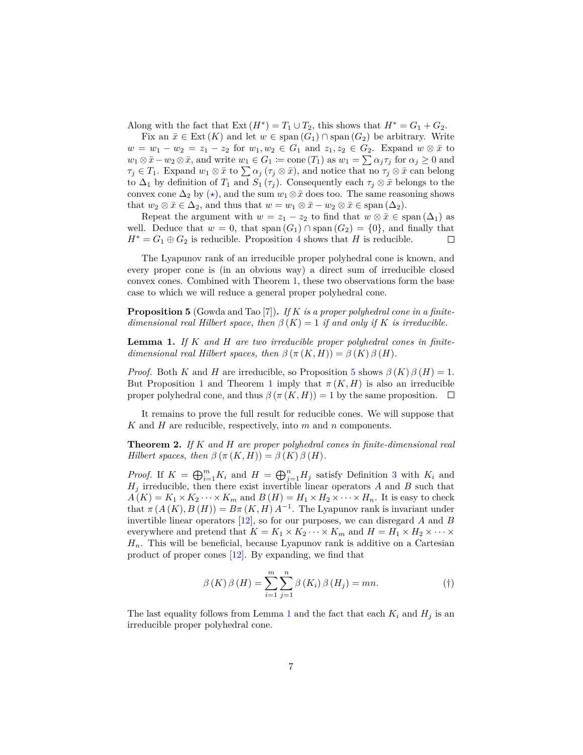Along with the fact that $\operatorname{Ext}(H^*) = T_1 \cup T_2$, this shows that $H^* = G_1 + G_2$.

Fix an $\bar{x} \in \operatorname{Ext}(K)$ and let $w \in \operatorname{span}(G_1) \cap \operatorname{span}(G_2)$ be arbitrary. Write $w = w_1 - w_2 = z_1 - z_2$ for $w_1, w_2 \in G_1$ and $z_1, z_2 \in G_2$. Expand $w \otimes \bar{x}$ to $w_1 \otimes \bar{x} - w_2 \otimes \bar{x}$, and write $w_1 \in G_1 \coloneqq \operatorname{cone}(T_1)$ as $w_1 = \sum \alpha_j \tau_j$ for $\alpha_j \geq 0$ and $\tau_j \in T_1$. Expand $w_1 \otimes \bar{x}$ to $\sum \alpha_j (\tau_j \otimes \bar{x})$, and notice that no $\tau_j \otimes \bar{x}$ can belong to $\Delta_1$ by definition of $T_1$ and $S_1(\tau_j)$. Consequently each $\tau_j \otimes \bar{x}$ belongs to the convex cone $\Delta_2$ by ($\star$), and the sum $w_1 \otimes \bar{x}$ does too. The same reasoning shows that $w_2 \otimes \bar{x} \in \Delta_2$, and thus that $w = w_1 \otimes \bar{x} - w_2 \otimes \bar{x} \in \operatorname{span}(\Delta_2)$.

Repeat the argument with $w = z_1 - z_2$ to find that $w \otimes \bar{x} \in \operatorname{span}(\Delta_1)$ as well. Deduce that $w = 0$, that $\operatorname{span}(G_1) \cap \operatorname{span}(G_2) = \{0\}$, and finally that $H^* = G_1 \oplus G_2$ is reducible. Proposition 4 shows that $H$ is reducible. $\square$

The Lyapunov rank of an irreducible proper polyhedral cone is known, and every proper cone is (in an obvious way) a direct sum of irreducible closed convex cones. Combined with Theorem 1, these two observations form the base case to which we will reduce a general proper polyhedral cone.

**Proposition 5** (Gowda and Tao [7])**.** *If $K$ is a proper polyhedral cone in a finite-dimensional real Hilbert space, then $\beta(K) = 1$ if and only if $K$ is irreducible.*

**Lemma 1.** *If $K$ and $H$ are two irreducible proper polyhedral cones in finite-dimensional real Hilbert spaces, then $\beta(\pi(K, H)) = \beta(K)\beta(H)$.*

*Proof.* Both $K$ and $H$ are irreducible, so Proposition 5 shows $\beta(K)\beta(H) = 1$. But Proposition 1 and Theorem 1 imply that $\pi(K, H)$ is also an irreducible proper polyhedral cone, and thus $\beta(\pi(K, H)) = 1$ by the same proposition. $\square$

It remains to prove the full result for reducible cones. We will suppose that $K$ and $H$ are reducible, respectively, into $m$ and $n$ components.

**Theorem 2.** *If $K$ and $H$ are proper polyhedral cones in finite-dimensional real Hilbert spaces, then $\beta(\pi(K, H)) = \beta(K)\beta(H)$.*

*Proof.* If $K = \bigoplus_{i=1}^{m} K_i$ and $H = \bigoplus_{j=1}^{n} H_j$ satisfy Definition 3 with $K_i$ and $H_j$ irreducible, then there exist invertible linear operators $A$ and $B$ such that $A(K) = K_1 \times K_2 \cdots \times K_m$ and $B(H) = H_1 \times H_2 \times \cdots \times H_n$. It is easy to check that $\pi(A(K), B(H)) = B\pi(K, H)A^{-1}$. The Lyapunov rank is invariant under invertible linear operators [12], so for our purposes, we can disregard $A$ and $B$ everywhere and pretend that $K = K_1 \times K_2 \cdots \times K_m$ and $H = H_1 \times H_2 \times \cdots \times H_n$. This will be beneficial, because Lyapunov rank is additive on a Cartesian product of proper cones [12]. By expanding, we find that

$$\beta(K)\beta(H) = \sum_{i=1}^{m} \sum_{j=1}^{n} \beta(K_i)\beta(H_j) = mn. \tag{\dagger}$$

The last equality follows from Lemma 1 and the fact that each $K_i$ and $H_j$ is an irreducible proper polyhedral cone.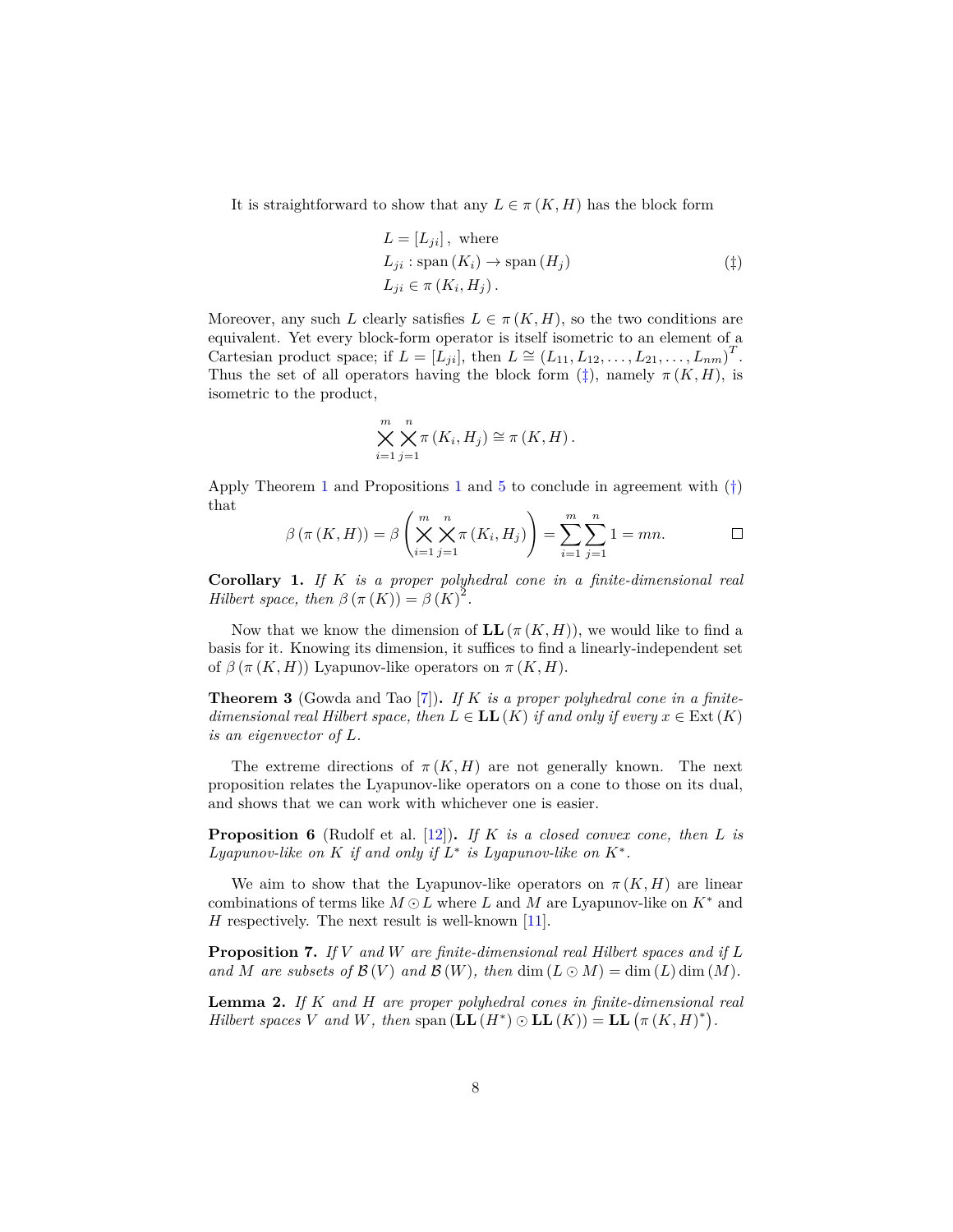It is straightforward to show that any $L \in \pi(K, H)$ has the block form

$$
\begin{aligned}
&L = [L_{ji}], \text{ where} \\
&L_{ji} : \operatorname{span}(K_i) \to \operatorname{span}(H_j) \\
&L_{ji} \in \pi(K_i, H_j).
\end{aligned}
\tag{‡}
$$

Moreover, any such $L$ clearly satisfies $L \in \pi(K, H)$, so the two conditions are equivalent. Yet every block-form operator is itself isometric to an element of a Cartesian product space; if $L = [L_{ji}]$, then $L \cong (L_{11}, L_{12}, \ldots, L_{21}, \ldots, L_{nm})^T$. Thus the set of all operators having the block form (‡), namely $\pi(K, H)$, is isometric to the product,

$$\bigtimes_{i=1}^{m} \bigtimes_{j=1}^{n} \pi(K_i, H_j) \cong \pi(K, H).$$

Apply Theorem 1 and Propositions 1 and 5 to conclude in agreement with (†) that

$$\beta(\pi(K, H)) = \beta\left(\bigtimes_{i=1}^{m} \bigtimes_{j=1}^{n} \pi(K_i, H_j)\right) = \sum_{i=1}^{m} \sum_{j=1}^{n} 1 = mn. \qquad \square$$

**Corollary 1.** *If $K$ is a proper polyhedral cone in a finite-dimensional real Hilbert space, then $\beta(\pi(K)) = \beta(K)^2$.*

Now that we know the dimension of $\mathbf{LL}(\pi(K, H))$, we would like to find a basis for it. Knowing its dimension, it suffices to find a linearly-independent set of $\beta(\pi(K, H))$ Lyapunov-like operators on $\pi(K, H)$.

**Theorem 3** (Gowda and Tao [7])**.** *If $K$ is a proper polyhedral cone in a finite-dimensional real Hilbert space, then $L \in \mathbf{LL}(K)$ if and only if every $x \in \operatorname{Ext}(K)$ is an eigenvector of $L$.*

The extreme directions of $\pi(K, H)$ are not generally known. The next proposition relates the Lyapunov-like operators on a cone to those on its dual, and shows that we can work with whichever one is easier.

**Proposition 6** (Rudolf et al. [12])**.** *If $K$ is a closed convex cone, then $L$ is Lyapunov-like on $K$ if and only if $L^*$ is Lyapunov-like on $K^*$.*

We aim to show that the Lyapunov-like operators on $\pi(K, H)$ are linear combinations of terms like $M \odot L$ where $L$ and $M$ are Lyapunov-like on $K^*$ and $H$ respectively. The next result is well-known [11].

**Proposition 7.** *If $V$ and $W$ are finite-dimensional real Hilbert spaces and if $L$ and $M$ are subsets of $\mathcal{B}(V)$ and $\mathcal{B}(W)$, then $\dim(L \odot M) = \dim(L)\dim(M)$.*

**Lemma 2.** *If $K$ and $H$ are proper polyhedral cones in finite-dimensional real Hilbert spaces $V$ and $W$, then $\operatorname{span}(\mathbf{LL}(H^*) \odot \mathbf{LL}(K)) = \mathbf{LL}\left(\pi(K, H)^*\right)$.*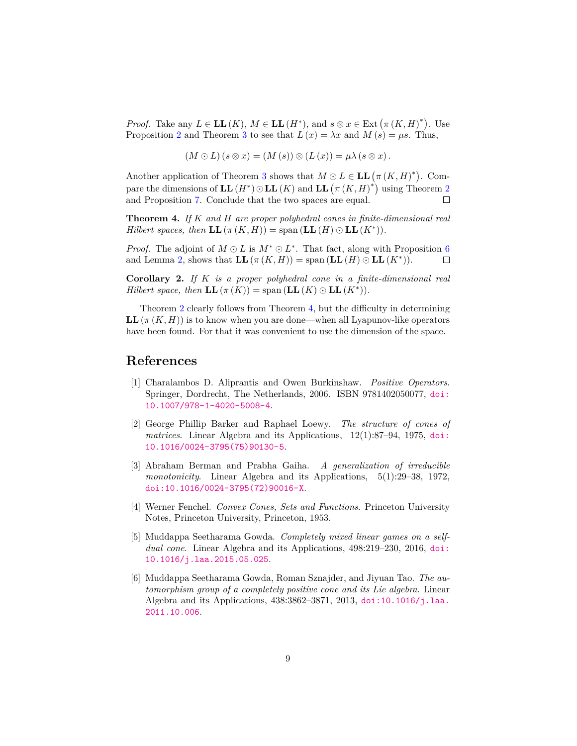*Proof.* Take any $L \in \mathbf{LL}(K)$, $M \in \mathbf{LL}(H^*)$, and $s \otimes x \in \operatorname{Ext}\left(\pi(K,H)^*\right)$. Use Proposition 2 and Theorem 3 to see that $L(x) = \lambda x$ and $M(s) = \mu s$. Thus,

$$(M \odot L)(s \otimes x) = (M(s)) \otimes (L(x)) = \mu\lambda (s \otimes x).$$

Another application of Theorem 3 shows that $M \odot L \in \mathbf{LL}\left(\pi(K,H)^*\right)$. Compare the dimensions of $\mathbf{LL}(H^*) \odot \mathbf{LL}(K)$ and $\mathbf{LL}\left(\pi(K,H)^*\right)$ using Theorem 2 and Proposition 7. Conclude that the two spaces are equal. □

**Theorem 4.** *If $K$ and $H$ are proper polyhedral cones in finite-dimensional real Hilbert spaces, then $\mathbf{LL}(\pi(K,H)) = \operatorname{span}(\mathbf{LL}(H) \odot \mathbf{LL}(K^*))$.*

*Proof.* The adjoint of $M \odot L$ is $M^* \odot L^*$. That fact, along with Proposition 6 and Lemma 2, shows that $\mathbf{LL}(\pi(K,H)) = \operatorname{span}(\mathbf{LL}(H) \odot \mathbf{LL}(K^*))$. □

**Corollary 2.** *If $K$ is a proper polyhedral cone in a finite-dimensional real Hilbert space, then $\mathbf{LL}(\pi(K)) = \operatorname{span}(\mathbf{LL}(K) \odot \mathbf{LL}(K^*))$.*

Theorem 2 clearly follows from Theorem 4, but the difficulty in determining $\mathbf{LL}(\pi(K,H))$ is to know when you are done—when all Lyapunov-like operators have been found. For that it was convenient to use the dimension of the space.

## References

[1] Charalambos D. Aliprantis and Owen Burkinshaw. *Positive Operators*. Springer, Dordrecht, The Netherlands, 2006. ISBN 9781402050077, doi:10.1007/978-1-4020-5008-4.

[2] George Phillip Barker and Raphael Loewy. *The structure of cones of matrices*. Linear Algebra and its Applications, 12(1):87–94, 1975, doi:10.1016/0024-3795(75)90130-5.

[3] Abraham Berman and Prabha Gaiha. *A generalization of irreducible monotonicity*. Linear Algebra and its Applications, 5(1):29–38, 1972, doi:10.1016/0024-3795(72)90016-X.

[4] Werner Fenchel. *Convex Cones, Sets and Functions*. Princeton University Notes, Princeton University, Princeton, 1953.

[5] Muddappa Seetharama Gowda. *Completely mixed linear games on a self-dual cone*. Linear Algebra and its Applications, 498:219–230, 2016, doi:10.1016/j.laa.2015.05.025.

[6] Muddappa Seetharama Gowda, Roman Sznajder, and Jiyuan Tao. *The automorphism group of a completely positive cone and its Lie algebra*. Linear Algebra and its Applications, 438:3862–3871, 2013, doi:10.1016/j.laa.2011.10.006.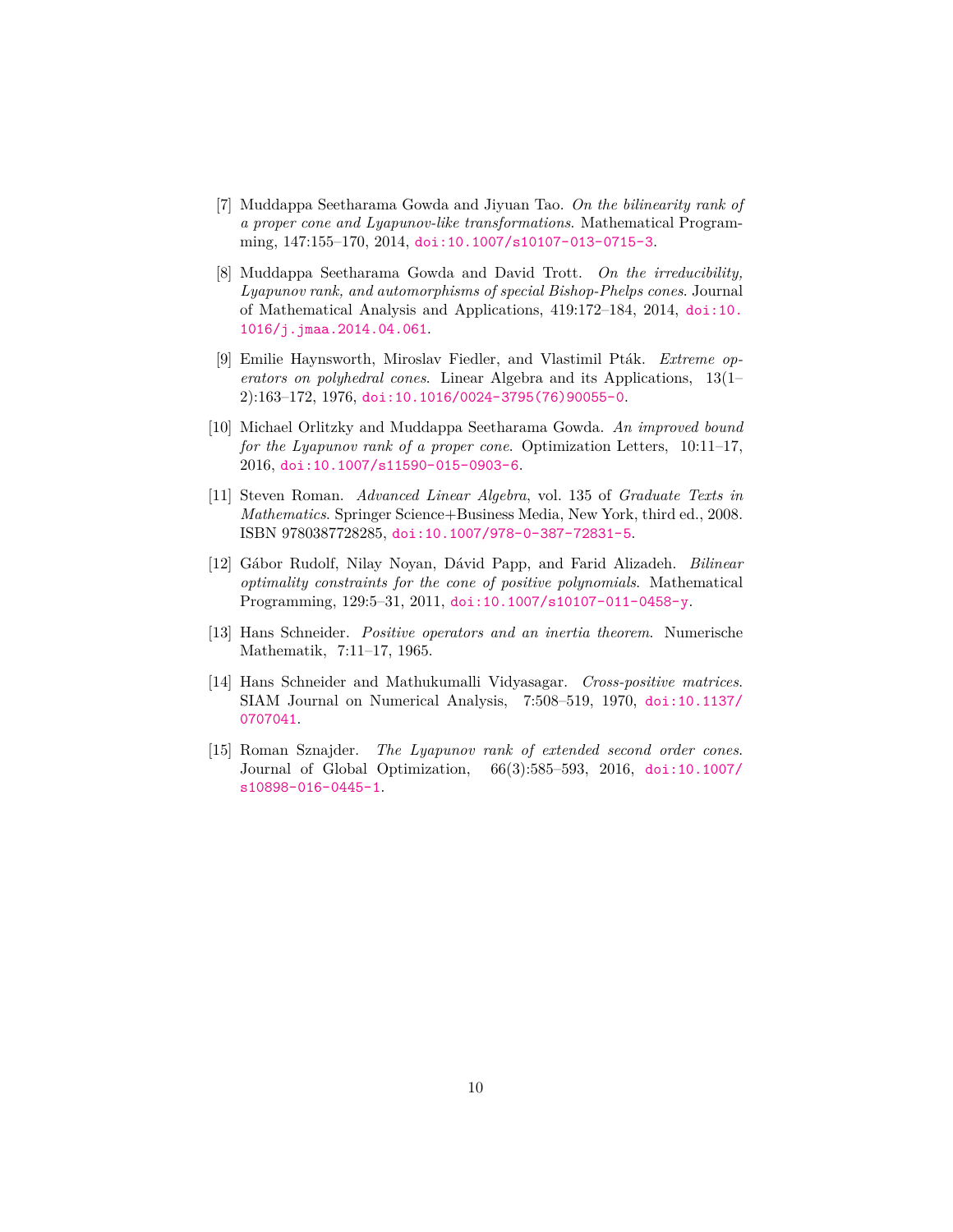[7] Muddappa Seetharama Gowda and Jiyuan Tao. *On the bilinearity rank of a proper cone and Lyapunov-like transformations*. Mathematical Programming, 147:155–170, 2014, doi:10.1007/s10107-013-0715-3.

[8] Muddappa Seetharama Gowda and David Trott. *On the irreducibility, Lyapunov rank, and automorphisms of special Bishop-Phelps cones*. Journal of Mathematical Analysis and Applications, 419:172–184, 2014, doi:10.1016/j.jmaa.2014.04.061.

[9] Emilie Haynsworth, Miroslav Fiedler, and Vlastimil Pták. *Extreme operators on polyhedral cones*. Linear Algebra and its Applications, 13(1–2):163–172, 1976, doi:10.1016/0024-3795(76)90055-0.

[10] Michael Orlitzky and Muddappa Seetharama Gowda. *An improved bound for the Lyapunov rank of a proper cone*. Optimization Letters, 10:11–17, 2016, doi:10.1007/s11590-015-0903-6.

[11] Steven Roman. *Advanced Linear Algebra*, vol. 135 of *Graduate Texts in Mathematics*. Springer Science+Business Media, New York, third ed., 2008. ISBN 9780387728285, doi:10.1007/978-0-387-72831-5.

[12] Gábor Rudolf, Nilay Noyan, Dávid Papp, and Farid Alizadeh. *Bilinear optimality constraints for the cone of positive polynomials*. Mathematical Programming, 129:5–31, 2011, doi:10.1007/s10107-011-0458-y.

[13] Hans Schneider. *Positive operators and an inertia theorem*. Numerische Mathematik, 7:11–17, 1965.

[14] Hans Schneider and Mathukumalli Vidyasagar. *Cross-positive matrices*. SIAM Journal on Numerical Analysis, 7:508–519, 1970, doi:10.1137/0707041.

[15] Roman Sznajder. *The Lyapunov rank of extended second order cones*. Journal of Global Optimization, 66(3):585–593, 2016, doi:10.1007/s10898-016-0445-1.